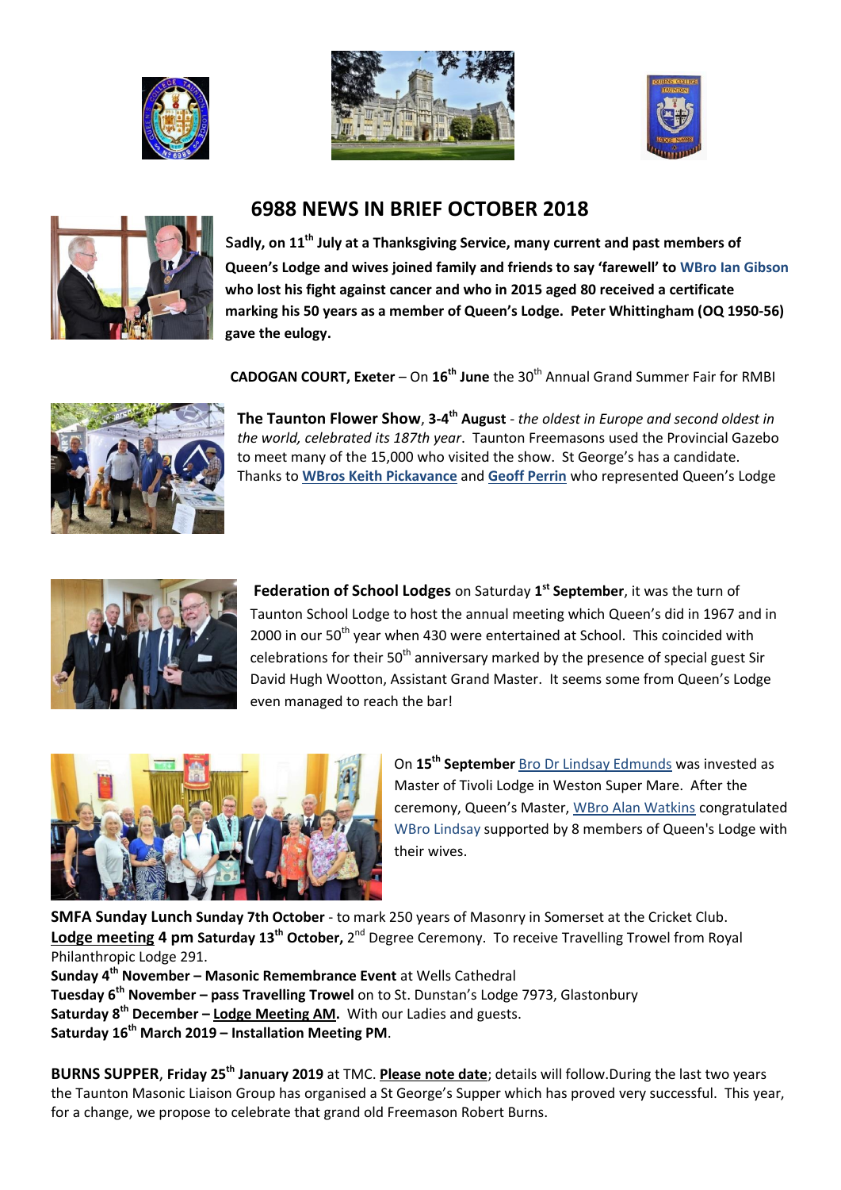# 6988 NEWS IN BRIEF OCTOBER 2018

**Sadly, on 11th July at a Thanksgiving Service, many current and past members of Queen's Lodge and wives joined family and friends to say 'farewell' to WBro Ian Gibson who lost his fight against cancer and who in 2015 aged 80 received a certificate marking his 50 years as a member of Queen's Lodge. Peter Whittingham (OQ 1950-56) gave the eulogy.**

**CADOGAN COURT, Exeter** – On **16th June** the 30th Annual Grand Summer Fair for RMBI

**The Taunton Flower Show**, **3-4th August** - *the oldest in Europe and second oldest in the world, celebrated its 187th year*. Taunton Freemasons used the Provincial Gazebo to meet many of the 15,000 who visited the show. St George's has a candidate. Thanks to **WBros Keith Pickavance** and **Geoff Perrin** who represented Queen's Lodge

**Federation of School Lodges** on Saturday **1st September**, it was the turn of Taunton School Lodge to host the annual meeting which Queen's did in 1967 and in 2000 in our 50th year when 430 were entertained at School. This coincided with celebrations for their 50th anniversary marked by the presence of special guest Sir David Hugh Wootton, Assistant Grand Master. It seems some from Queen's Lodge even managed to reach the bar!

On **15th September** Bro Dr Lindsay Edmunds was invested as Master of Tivoli Lodge in Weston Super Mare. After the ceremony, Queen's Master, WBro Alan Watkins congratulated WBro Lindsay supported by 8 members of Queen's Lodge with their wives.

**SMFA Sunday Lunch Sunday 7th October** - to mark 250 years of Masonry in Somerset at the Cricket Club.
**Lodge meeting 4 pm Saturday 13th October,** 2nd Degree Ceremony. To receive Travelling Trowel from Royal Philanthropic Lodge 291.
**Sunday 4th November – Masonic Remembrance Event** at Wells Cathedral
**Tuesday 6th November – pass Travelling Trowel** on to St. Dunstan's Lodge 7973, Glastonbury
**Saturday 8th December – Lodge Meeting AM.** With our Ladies and guests.
**Saturday 16th March 2019 – Installation Meeting PM**.

**BURNS SUPPER**, **Friday 25th January 2019** at TMC. **Please note date**; details will follow.During the last two years the Taunton Masonic Liaison Group has organised a St George's Supper which has proved very successful. This year, for a change, we propose to celebrate that grand old Freemason Robert Burns.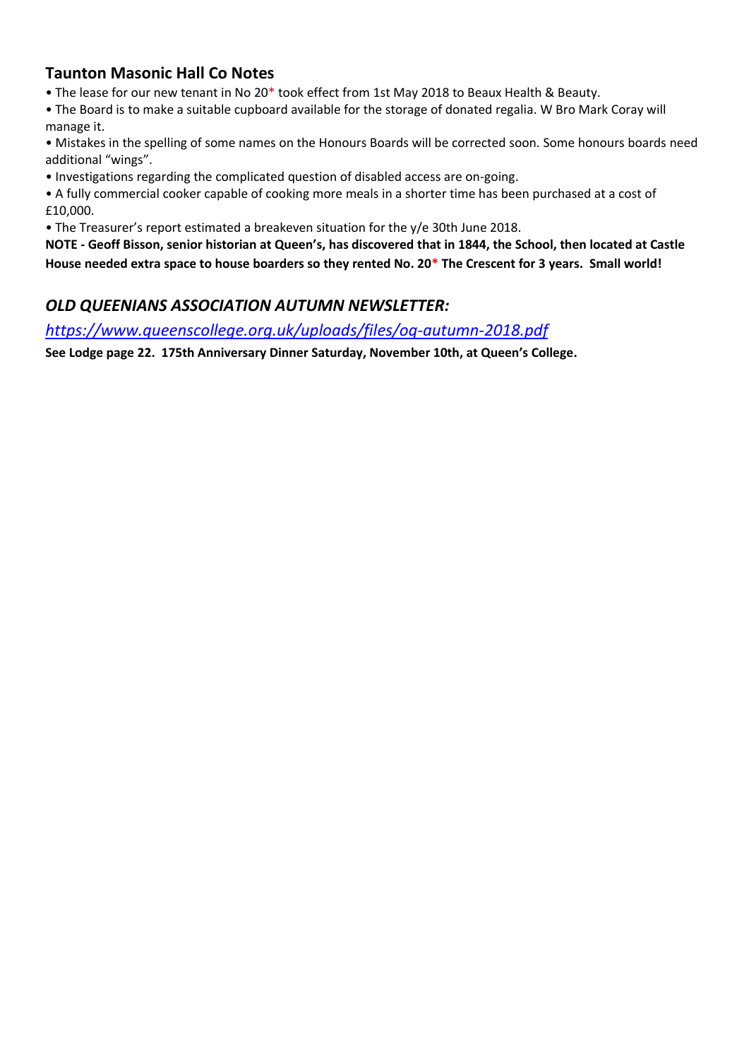## Taunton Masonic Hall Co Notes

- The lease for our new tenant in No 20* took effect from 1st May 2018 to Beaux Health & Beauty.
- The Board is to make a suitable cupboard available for the storage of donated regalia. W Bro Mark Coray will manage it.
- Mistakes in the spelling of some names on the Honours Boards will be corrected soon. Some honours boards need additional "wings".
- Investigations regarding the complicated question of disabled access are on-going.
- A fully commercial cooker capable of cooking more meals in a shorter time has been purchased at a cost of £10,000.
- The Treasurer's report estimated a breakeven situation for the y/e 30th June 2018.

**NOTE - Geoff Bisson, senior historian at Queen's, has discovered that in 1844, the School, then located at Castle House needed extra space to house boarders so they rented No. 20* The Crescent for 3 years. Small world!**

## *OLD QUEENIANS ASSOCIATION AUTUMN NEWSLETTER:*

*https://www.queenscollege.org.uk/uploads/files/oq-autumn-2018.pdf*

**See Lodge page 22. 175th Anniversary Dinner Saturday, November 10th, at Queen's College.**